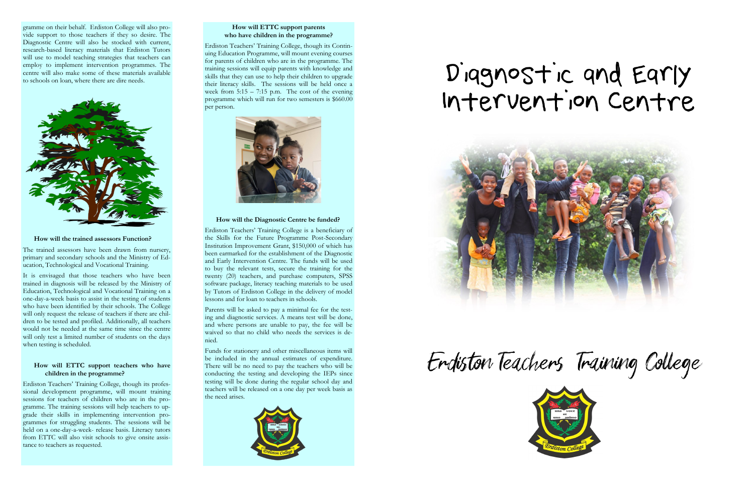gramme on their behalf. Erdiston College will also provide support to those teachers if they so desire. The Diagnostic Centre will also be stocked with current, research-based literacy materials that Erdiston Tutors will use to model teaching strategies that teachers can employ to implement intervention programmes. The centre will also make some of these materials available to schools on loan, where there are dire needs.

### How will the trained assessors Function?

The trained assessors have been drawn from nursery, primary and secondary schools and the Ministry of Education, Technological and Vocational Training.

It is envisaged that those teachers who have been trained in diagnosis will be released by the Ministry of Education, Technological and Vocational Training on a one-day-a-week basis to assist in the testing of students who have been identified by their schools. The College will only request the release of teachers if there are children to be tested and profiled. Additionally, all teachers would not be needed at the same time since the centre will only test a limited number of students on the days when testing is scheduled.

### How will ETTC support teachers who have children in the programme?

Erdiston Teachers' Training College, though its professional development programme, will mount training sessions for teachers of children who are in the programme. The training sessions will help teachers to upgrade their skills in implementing intervention programmes for struggling students. The sessions will be held on a one-day-a-week- release basis. Literacy tutors from ETTC will also visit schools to give onsite assistance to teachers as requested.

### How will ETTC support parents who have children in the programme?

Erdiston Teachers' Training College, though its Continuing Education Programme, will mount evening courses for parents of children who are in the programme. The training sessions will equip parents with knowledge and skills that they can use to help their children to upgrade their literacy skills. The sessions will be held once a week from 5:15 – 7:15 p.m. The cost of the evening programme which will run for two semesters is $660.00 per person.

### How will the Diagnostic Centre be funded?

Erdiston Teachers' Training College is a beneficiary of the Skills for the Future Programme Post-Secondary Institution Improvement Grant, $150,000 of which has been earmarked for the establishment of the Diagnostic and Early Intervention Centre. The funds will be used to buy the relevant tests, secure the training for the twenty (20) teachers, and purchase computers, SPSS software package, literacy teaching materials to be used by Tutors of Erdiston College in the delivery of model lessons and for loan to teachers in schools.

Parents will be asked to pay a minimal fee for the testing and diagnostic services. A means test will be done, and where persons are unable to pay, the fee will be waived so that no child who needs the services is denied.

Funds for stationery and other miscellaneous items will be included in the annual estimates of expenditure. There will be no need to pay the teachers who will be conducting the testing and developing the IEPs since testing will be done during the regular school day and teachers will be released on a one day per week basis as the need arises.

# Diagnostic and Early Intervention Centre

## Erdiston Teachers Training College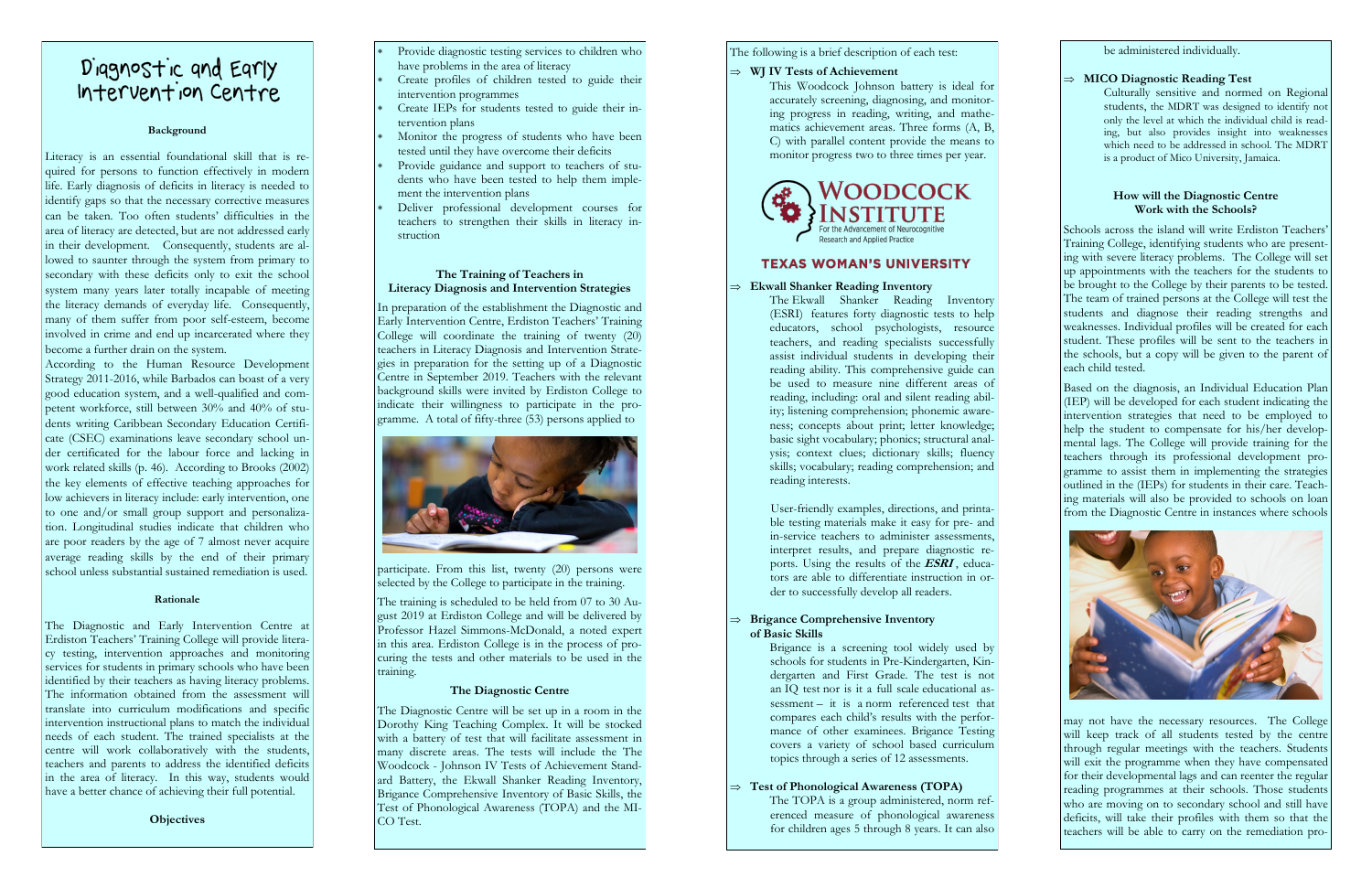# Diagnostic and Early Intervention Centre

### Background

Literacy is an essential foundational skill that is required for persons to function effectively in modern life. Early diagnosis of deficits in literacy is needed to identify gaps so that the necessary corrective measures can be taken. Too often students' difficulties in the area of literacy are detected, but are not addressed early in their development. Consequently, students are allowed to saunter through the system from primary to secondary with these deficits only to exit the school system many years later totally incapable of meeting the literacy demands of everyday life. Consequently, many of them suffer from poor self-esteem, become involved in crime and end up incarcerated where they become a further drain on the system.

According to the Human Resource Development Strategy 2011-2016, while Barbados can boast of a very good education system, and a well-qualified and competent workforce, still between 30% and 40% of students writing Caribbean Secondary Education Certificate (CSEC) examinations leave secondary school under certificated for the labour force and lacking in work related skills (p. 46). According to Brooks (2002) the key elements of effective teaching approaches for low achievers in literacy include: early intervention, one to one and/or small group support and personalization. Longitudinal studies indicate that children who are poor readers by the age of 7 almost never acquire average reading skills by the end of their primary school unless substantial sustained remediation is used.

### Rationale

The Diagnostic and Early Intervention Centre at Erdiston Teachers' Training College will provide literacy testing, intervention approaches and monitoring services for students in primary schools who have been identified by their teachers as having literacy problems. The information obtained from the assessment will translate into curriculum modifications and specific intervention instructional plans to match the individual needs of each student. The trained specialists at the centre will work collaboratively with the students, teachers and parents to address the identified deficits in the area of literacy. In this way, students would have a better chance of achieving their full potential.

### Objectives

- Provide diagnostic testing services to children who have problems in the area of literacy
- Create profiles of children tested to guide their intervention programmes
- Create IEPs for students tested to guide their intervention plans
- Monitor the progress of students who have been tested until they have overcome their deficits
- Provide guidance and support to teachers of students who have been tested to help them implement the intervention plans
- Deliver professional development courses for teachers to strengthen their skills in literacy instruction

### The Training of Teachers in Literacy Diagnosis and Intervention Strategies

In preparation of the establishment the Diagnostic and Early Intervention Centre, Erdiston Teachers' Training College will coordinate the training of twenty (20) teachers in Literacy Diagnosis and Intervention Strategies in preparation for the setting up of a Diagnostic Centre in September 2019. Teachers with the relevant background skills were invited by Erdiston College to indicate their willingness to participate in the programme. A total of fifty-three (53) persons applied to participate. From this list, twenty (20) persons were selected by the College to participate in the training.

The training is scheduled to be held from 07 to 30 August 2019 at Erdiston College and will be delivered by Professor Hazel Simmons-McDonald, a noted expert in this area. Erdiston College is in the process of procuring the tests and other materials to be used in the training.

### The Diagnostic Centre

The Diagnostic Centre will be set up in a room in the Dorothy King Teaching Complex. It will be stocked with a battery of test that will facilitate assessment in many discrete areas. The tests will include the The Woodcock - Johnson IV Tests of Achievement Standard Battery, the Ekwall Shanker Reading Inventory, Brigance Comprehensive Inventory of Basic Skills, the Test of Phonological Awareness (TOPA) and the MICO Test.

The following is a brief description of each test:

⇒ **WJ IV Tests of Achievement**

This Woodcock Johnson battery is ideal for accurately screening, diagnosing, and monitoring progress in reading, writing, and mathematics achievement areas. Three forms (A, B, C) with parallel content provide the means to monitor progress two to three times per year.

WOODCOCK INSTITUTE
For the Advancement of Neurocognitive Research and Applied Practice
TEXAS WOMAN'S UNIVERSITY

⇒ **Ekwall Shanker Reading Inventory**

The Ekwall Shanker Reading Inventory (ESRI) features forty diagnostic tests to help educators, school psychologists, resource teachers, and reading specialists successfully assist individual students in developing their reading ability. This comprehensive guide can be used to measure nine different areas of reading, including: oral and silent reading ability; listening comprehension; phonemic awareness; concepts about print; letter knowledge; basic sight vocabulary; phonics; structural analysis; context clues; dictionary skills; fluency skills; vocabulary; reading comprehension; and reading interests.

User-friendly examples, directions, and printable testing materials make it easy for pre- and in-service teachers to administer assessments, interpret results, and prepare diagnostic reports. Using the results of the ***ESRI***, educators are able to differentiate instruction in order to successfully develop all readers.

⇒ **Brigance Comprehensive Inventory of Basic Skills**

Brigance is a screening tool widely used by schools for students in Pre-Kindergarten, Kindergarten and First Grade. The test is not an IQ test nor is it a full scale educational assessment – it is a norm referenced test that compares each child's results with the performance of other examinees. Brigance Testing covers a variety of school based curriculum topics through a series of 12 assessments.

⇒ **Test of Phonological Awareness (TOPA)**

The TOPA is a group administered, norm referenced measure of phonological awareness for children ages 5 through 8 years. It can also be administered individually.

⇒ **MICO Diagnostic Reading Test**

Culturally sensitive and normed on Regional students, the MDRT was designed to identify not only the level at which the individual child is reading, but also provides insight into weaknesses which need to be addressed in school. The MDRT is a product of Mico University, Jamaica.

### How will the Diagnostic Centre Work with the Schools?

Schools across the island will write Erdiston Teachers' Training College, identifying students who are presenting with severe literacy problems. The College will set up appointments with the teachers for the students to be brought to the College by their parents to be tested. The team of trained persons at the College will test the students and diagnose their reading strengths and weaknesses. Individual profiles will be created for each student. These profiles will be sent to the teachers in the schools, but a copy will be given to the parent of each child tested.

Based on the diagnosis, an Individual Education Plan (IEP) will be developed for each student indicating the intervention strategies that need to be employed to help the student to compensate for his/her developmental lags. The College will provide training for the teachers through its professional development programme to assist them in implementing the strategies outlined in the (IEPs) for students in their care. Teaching materials will also be provided to schools on loan from the Diagnostic Centre in instances where schools may not have the necessary resources. The College will keep track of all students tested by the centre through regular meetings with the teachers. Students will exit the programme when they have compensated for their developmental lags and can reenter the regular reading programmes at their schools. Those students who are moving on to secondary school and still have deficits, will take their profiles with them so that the teachers will be able to carry on the remediation pro-